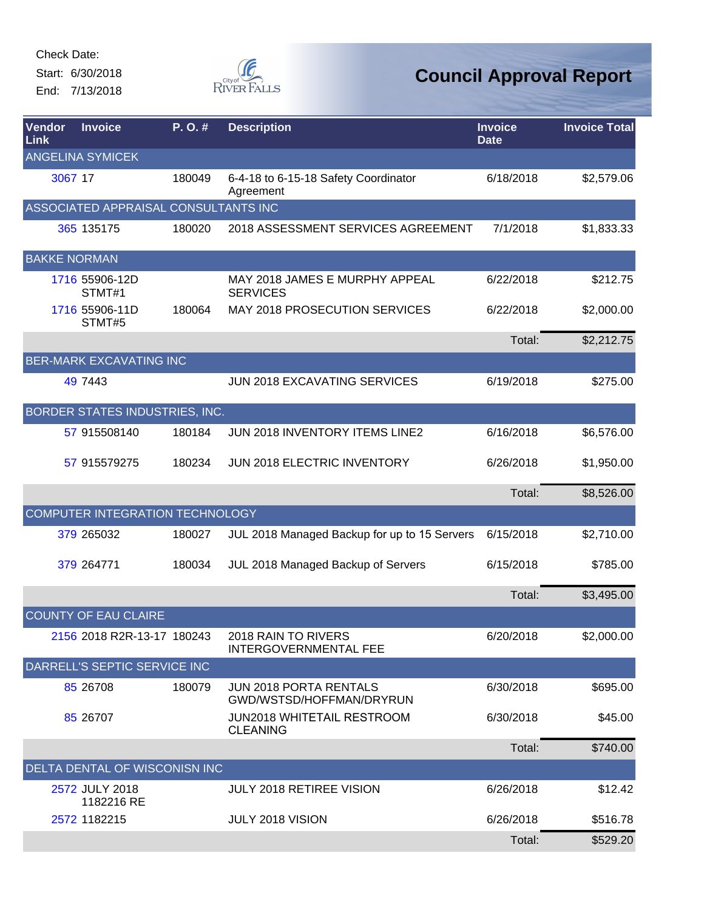Check Date:

Start: 6/30/2018

End: 7/13/2018

City of River Falls

# Council Approval Report

| Vendor Link | Invoice | P. O. # | Description | Invoice Date | Invoice Total |
|---|---|---|---|---|---|
| ANGELINA SYMICEK | | | | | |
| 3067 | 17 | 180049 | 6-4-18 to 6-15-18 Safety Coordinator Agreement | 6/18/2018 | $2,579.06 |
| ASSOCIATED APPRAISAL CONSULTANTS INC | | | | | |
| 365 | 135175 | 180020 | 2018 ASSESSMENT SERVICES AGREEMENT | 7/1/2018 | $1,833.33 |
| BAKKE NORMAN | | | | | |
| 1716 | 55906-12D STMT#1 | | MAY 2018 JAMES E MURPHY APPEAL SERVICES | 6/22/2018 | $212.75 |
| 1716 | 55906-11D STMT#5 | 180064 | MAY 2018 PROSECUTION SERVICES | 6/22/2018 | $2,000.00 |
| | | | | Total: | $2,212.75 |
| BER-MARK EXCAVATING INC | | | | | |
| 49 | 7443 | | JUN 2018 EXCAVATING SERVICES | 6/19/2018 | $275.00 |
| BORDER STATES INDUSTRIES, INC. | | | | | |
| 57 | 915508140 | 180184 | JUN 2018 INVENTORY ITEMS LINE2 | 6/16/2018 | $6,576.00 |
| 57 | 915579275 | 180234 | JUN 2018 ELECTRIC INVENTORY | 6/26/2018 | $1,950.00 |
| | | | | Total: | $8,526.00 |
| COMPUTER INTEGRATION TECHNOLOGY | | | | | |
| 379 | 265032 | 180027 | JUL 2018 Managed Backup for up to 15 Servers | 6/15/2018 | $2,710.00 |
| 379 | 264771 | 180034 | JUL 2018 Managed Backup of Servers | 6/15/2018 | $785.00 |
| | | | | Total: | $3,495.00 |
| COUNTY OF EAU CLAIRE | | | | | |
| 2156 | 2018 R2R-13-17 | 180243 | 2018 RAIN TO RIVERS INTERGOVERNMENTAL FEE | 6/20/2018 | $2,000.00 |
| DARRELL'S SEPTIC SERVICE INC | | | | | |
| 85 | 26708 | 180079 | JUN 2018 PORTA RENTALS GWD/WSTSD/HOFFMAN/DRYRUN | 6/30/2018 | $695.00 |
| 85 | 26707 | | JUN2018 WHITETAIL RESTROOM CLEANING | 6/30/2018 | $45.00 |
| | | | | Total: | $740.00 |
| DELTA DENTAL OF WISCONISN INC | | | | | |
| 2572 | JULY 2018 1182216 RE | | JULY 2018 RETIREE VISION | 6/26/2018 | $12.42 |
| 2572 | 1182215 | | JULY 2018 VISION | 6/26/2018 | $516.78 |
| | | | | Total: | $529.20 |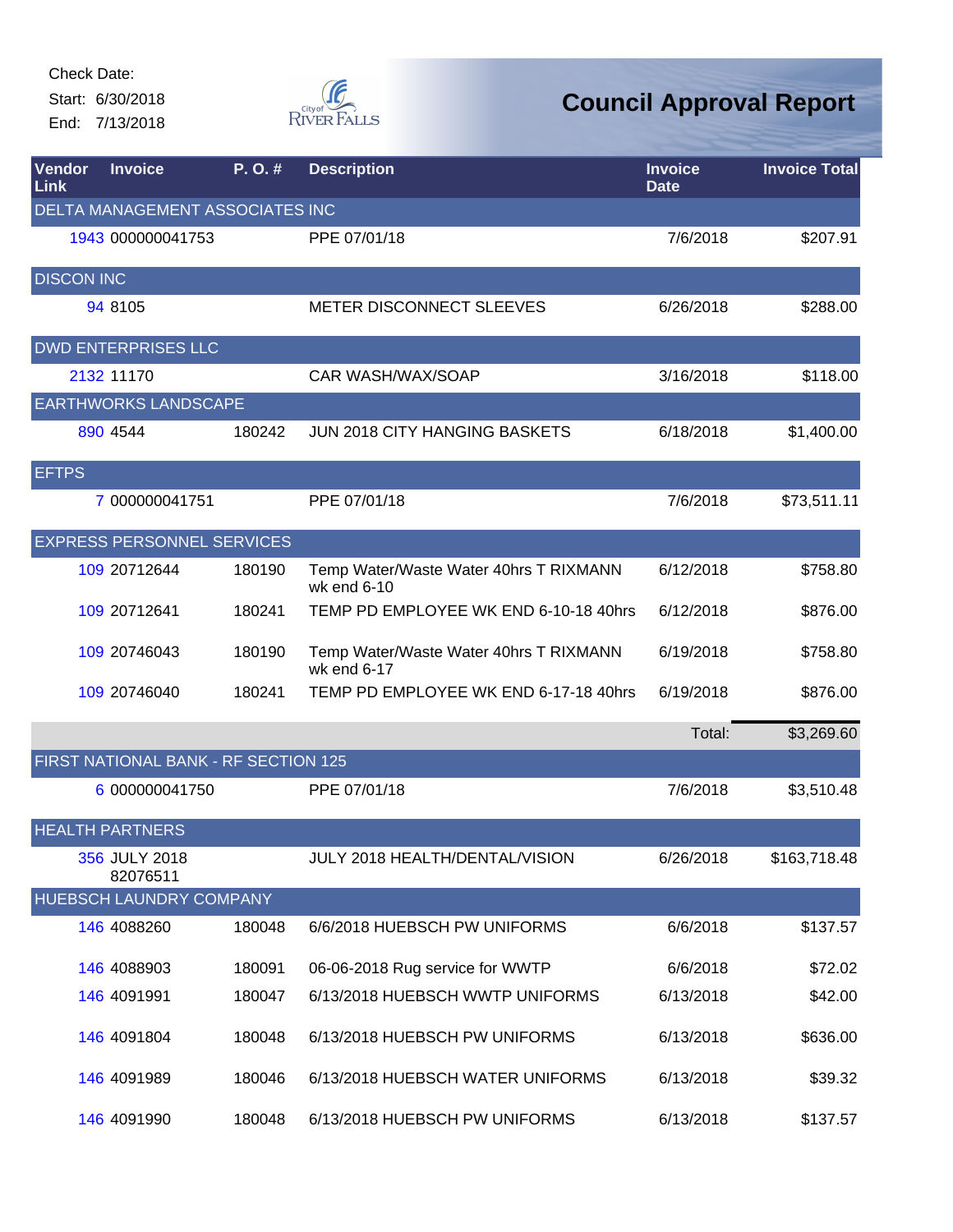Check Date:

Start: 6/30/2018

End: 7/13/2018

# Council Approval Report

| Vendor Link | Invoice | P. O. # | Description | Invoice Date | Invoice Total |
|---|---|---|---|---|---|
| DELTA MANAGEMENT ASSOCIATES INC | | | | | |
| 1943 | 000000041753 | | PPE 07/01/18 | 7/6/2018 | $207.91 |
| DISCON INC | | | | | |
| 94 | 8105 | | METER DISCONNECT SLEEVES | 6/26/2018 | $288.00 |
| DWD ENTERPRISES LLC | | | | | |
| 2132 | 11170 | | CAR WASH/WAX/SOAP | 3/16/2018 | $118.00 |
| EARTHWORKS LANDSCAPE | | | | | |
| 890 | 4544 | 180242 | JUN 2018 CITY HANGING BASKETS | 6/18/2018 | $1,400.00 |
| EFTPS | | | | | |
| 7 | 000000041751 | | PPE 07/01/18 | 7/6/2018 | $73,511.11 |
| EXPRESS PERSONNEL SERVICES | | | | | |
| 109 | 20712644 | 180190 | Temp Water/Waste Water 40hrs T RIXMANN wk end 6-10 | 6/12/2018 | $758.80 |
| 109 | 20712641 | 180241 | TEMP PD EMPLOYEE WK END 6-10-18 40hrs | 6/12/2018 | $876.00 |
| 109 | 20746043 | 180190 | Temp Water/Waste Water 40hrs T RIXMANN wk end 6-17 | 6/19/2018 | $758.80 |
| 109 | 20746040 | 180241 | TEMP PD EMPLOYEE WK END 6-17-18 40hrs | 6/19/2018 | $876.00 |
| | | | | Total: | $3,269.60 |
| FIRST NATIONAL BANK - RF SECTION 125 | | | | | |
| 6 | 000000041750 | | PPE 07/01/18 | 7/6/2018 | $3,510.48 |
| HEALTH PARTNERS | | | | | |
| 356 | JULY 2018 82076511 | | JULY 2018 HEALTH/DENTAL/VISION | 6/26/2018 | $163,718.48 |
| HUEBSCH LAUNDRY COMPANY | | | | | |
| 146 | 4088260 | 180048 | 6/6/2018 HUEBSCH PW UNIFORMS | 6/6/2018 | $137.57 |
| 146 | 4088903 | 180091 | 06-06-2018 Rug service for WWTP | 6/6/2018 | $72.02 |
| 146 | 4091991 | 180047 | 6/13/2018 HUEBSCH WWTP UNIFORMS | 6/13/2018 | $42.00 |
| 146 | 4091804 | 180048 | 6/13/2018 HUEBSCH PW UNIFORMS | 6/13/2018 | $636.00 |
| 146 | 4091989 | 180046 | 6/13/2018 HUEBSCH WATER UNIFORMS | 6/13/2018 | $39.32 |
| 146 | 4091990 | 180048 | 6/13/2018 HUEBSCH PW UNIFORMS | 6/13/2018 | $137.57 |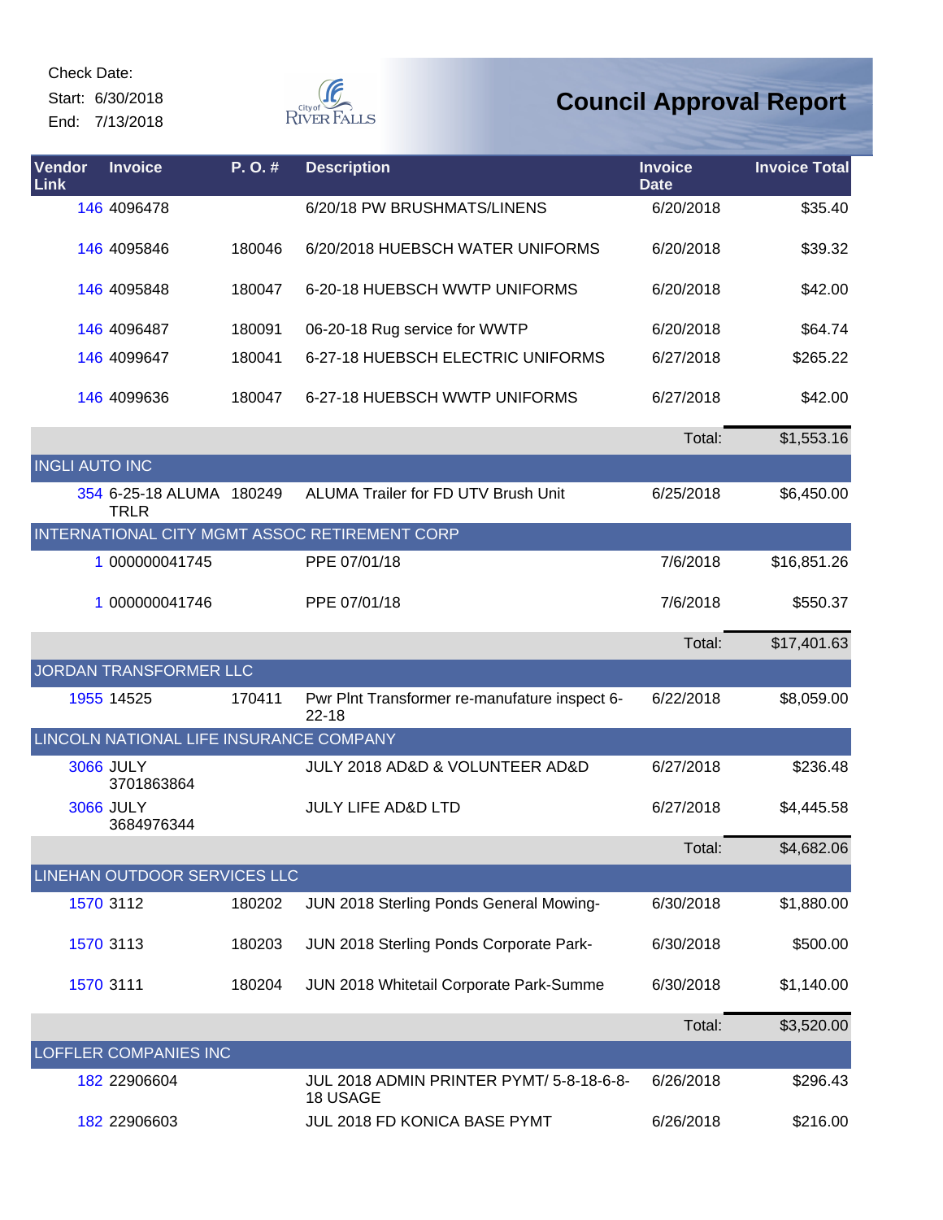Check Date:
Start: 6/30/2018
End: 7/13/2018

# Council Approval Report

| Vendor Link | Invoice | P. O. # | Description | Invoice Date | Invoice Total |
|---|---|---|---|---|---|
| 146 | 4096478 | | 6/20/18 PW BRUSHMATS/LINENS | 6/20/2018 | $35.40 |
| 146 | 4095846 | 180046 | 6/20/2018 HUEBSCH WATER UNIFORMS | 6/20/2018 | $39.32 |
| 146 | 4095848 | 180047 | 6-20-18 HUEBSCH WWTP UNIFORMS | 6/20/2018 | $42.00 |
| 146 | 4096487 | 180091 | 06-20-18 Rug service for WWTP | 6/20/2018 | $64.74 |
| 146 | 4099647 | 180041 | 6-27-18 HUEBSCH ELECTRIC UNIFORMS | 6/27/2018 | $265.22 |
| 146 | 4099636 | 180047 | 6-27-18 HUEBSCH WWTP UNIFORMS | 6/27/2018 | $42.00 |
| | | | | Total: | $1,553.16 |
| **INGLI AUTO INC** | | | | | |
| 354 | 6-25-18 ALUMA TRLR | 180249 | ALUMA Trailer for FD UTV Brush Unit | 6/25/2018 | $6,450.00 |
| **INTERNATIONAL CITY MGMT ASSOC RETIREMENT CORP** | | | | | |
| 1 | 000000041745 | | PPE 07/01/18 | 7/6/2018 | $16,851.26 |
| 1 | 000000041746 | | PPE 07/01/18 | 7/6/2018 | $550.37 |
| | | | | Total: | $17,401.63 |
| **JORDAN TRANSFORMER LLC** | | | | | |
| 1955 | 14525 | 170411 | Pwr Plnt Transformer re-manufature inspect 6-22-18 | 6/22/2018 | $8,059.00 |
| **LINCOLN NATIONAL LIFE INSURANCE COMPANY** | | | | | |
| 3066 | JULY 3701863864 | | JULY 2018 AD&D & VOLUNTEER AD&D | 6/27/2018 | $236.48 |
| 3066 | JULY 3684976344 | | JULY LIFE AD&D LTD | 6/27/2018 | $4,445.58 |
| | | | | Total: | $4,682.06 |
| **LINEHAN OUTDOOR SERVICES LLC** | | | | | |
| 1570 | 3112 | 180202 | JUN 2018 Sterling Ponds General Mowing- | 6/30/2018 | $1,880.00 |
| 1570 | 3113 | 180203 | JUN 2018 Sterling Ponds Corporate Park- | 6/30/2018 | $500.00 |
| 1570 | 3111 | 180204 | JUN 2018 Whitetail Corporate Park-Summe | 6/30/2018 | $1,140.00 |
| | | | | Total: | $3,520.00 |
| **LOFFLER COMPANIES INC** | | | | | |
| 182 | 22906604 | | JUL 2018 ADMIN PRINTER PYMT/ 5-8-18-6-8-18 USAGE | 6/26/2018 | $296.43 |
| 182 | 22906603 | | JUL 2018 FD KONICA BASE PYMT | 6/26/2018 | $216.00 |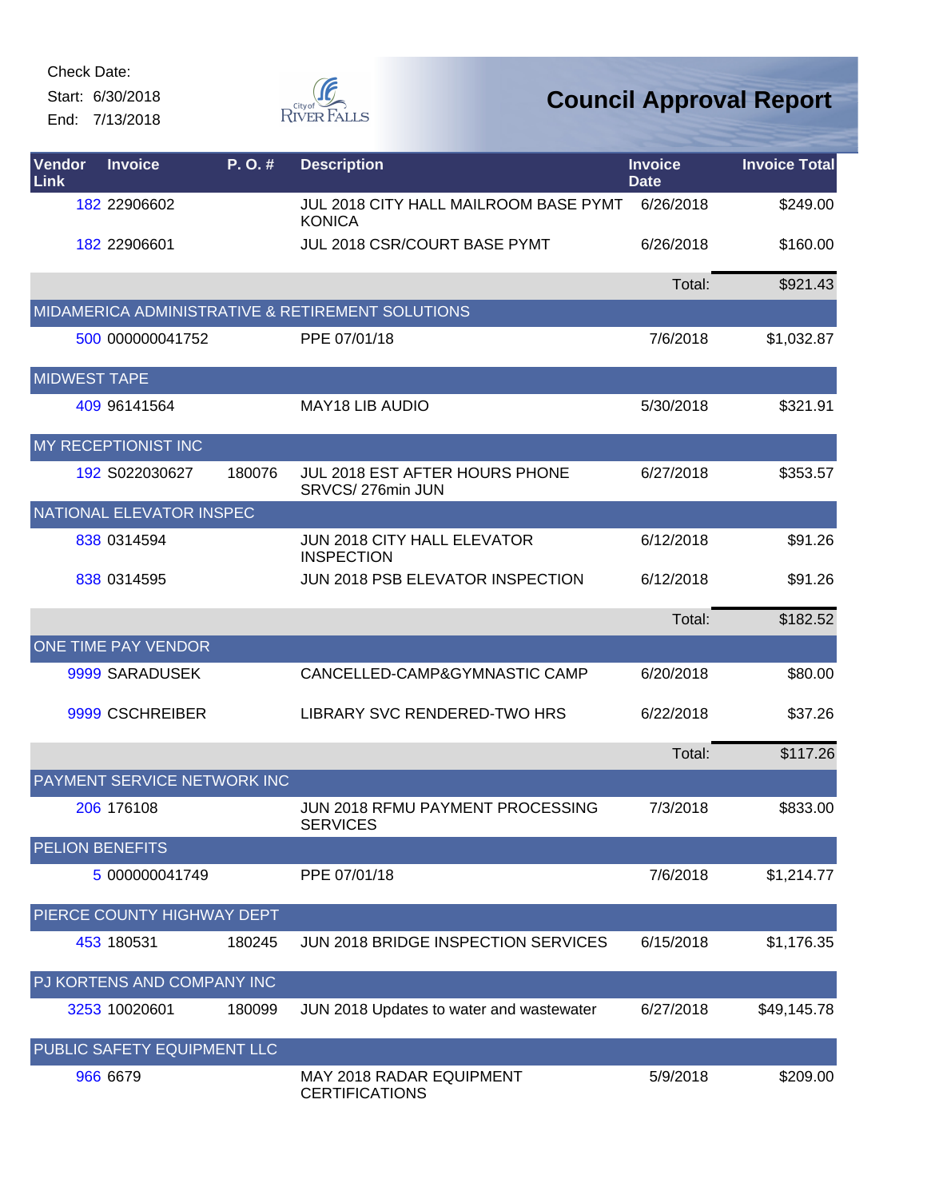Check Date:

Start: 6/30/2018

End: 7/13/2018

# Council Approval Report

| Vendor Link | Invoice | P. O. # | Description | Invoice Date | Invoice Total |
|---|---|---|---|---|---|
| 182 | 22906602 | | JUL 2018 CITY HALL MAILROOM BASE PYMT KONICA | 6/26/2018 | $249.00 |
| 182 | 22906601 | | JUL 2018 CSR/COURT BASE PYMT | 6/26/2018 | $160.00 |
| | | | | Total: | $921.43 |
| MIDAMERICA ADMINISTRATIVE & RETIREMENT SOLUTIONS | | | | | |
| 500 | 000000041752 | | PPE 07/01/18 | 7/6/2018 | $1,032.87 |
| MIDWEST TAPE | | | | | |
| 409 | 96141564 | | MAY18 LIB AUDIO | 5/30/2018 | $321.91 |
| MY RECEPTIONIST INC | | | | | |
| 192 | S022030627 | 180076 | JUL 2018 EST AFTER HOURS PHONE SRVCS/ 276min JUN | 6/27/2018 | $353.57 |
| NATIONAL ELEVATOR INSPEC | | | | | |
| 838 | 0314594 | | JUN 2018 CITY HALL ELEVATOR INSPECTION | 6/12/2018 | $91.26 |
| 838 | 0314595 | | JUN 2018 PSB ELEVATOR INSPECTION | 6/12/2018 | $91.26 |
| | | | | Total: | $182.52 |
| ONE TIME PAY VENDOR | | | | | |
| 9999 | SARADUSEK | | CANCELLED-CAMP&GYMNASTIC CAMP | 6/20/2018 | $80.00 |
| 9999 | CSCHREIBER | | LIBRARY SVC RENDERED-TWO HRS | 6/22/2018 | $37.26 |
| | | | | Total: | $117.26 |
| PAYMENT SERVICE NETWORK INC | | | | | |
| 206 | 176108 | | JUN 2018 RFMU PAYMENT PROCESSING SERVICES | 7/3/2018 | $833.00 |
| PELION BENEFITS | | | | | |
| 5 | 000000041749 | | PPE 07/01/18 | 7/6/2018 | $1,214.77 |
| PIERCE COUNTY HIGHWAY DEPT | | | | | |
| 453 | 180531 | 180245 | JUN 2018 BRIDGE INSPECTION SERVICES | 6/15/2018 | $1,176.35 |
| PJ KORTENS AND COMPANY INC | | | | | |
| 3253 | 10020601 | 180099 | JUN 2018 Updates to water and wastewater | 6/27/2018 | $49,145.78 |
| PUBLIC SAFETY EQUIPMENT LLC | | | | | |
| 966 | 6679 | | MAY 2018 RADAR EQUIPMENT CERTIFICATIONS | 5/9/2018 | $209.00 |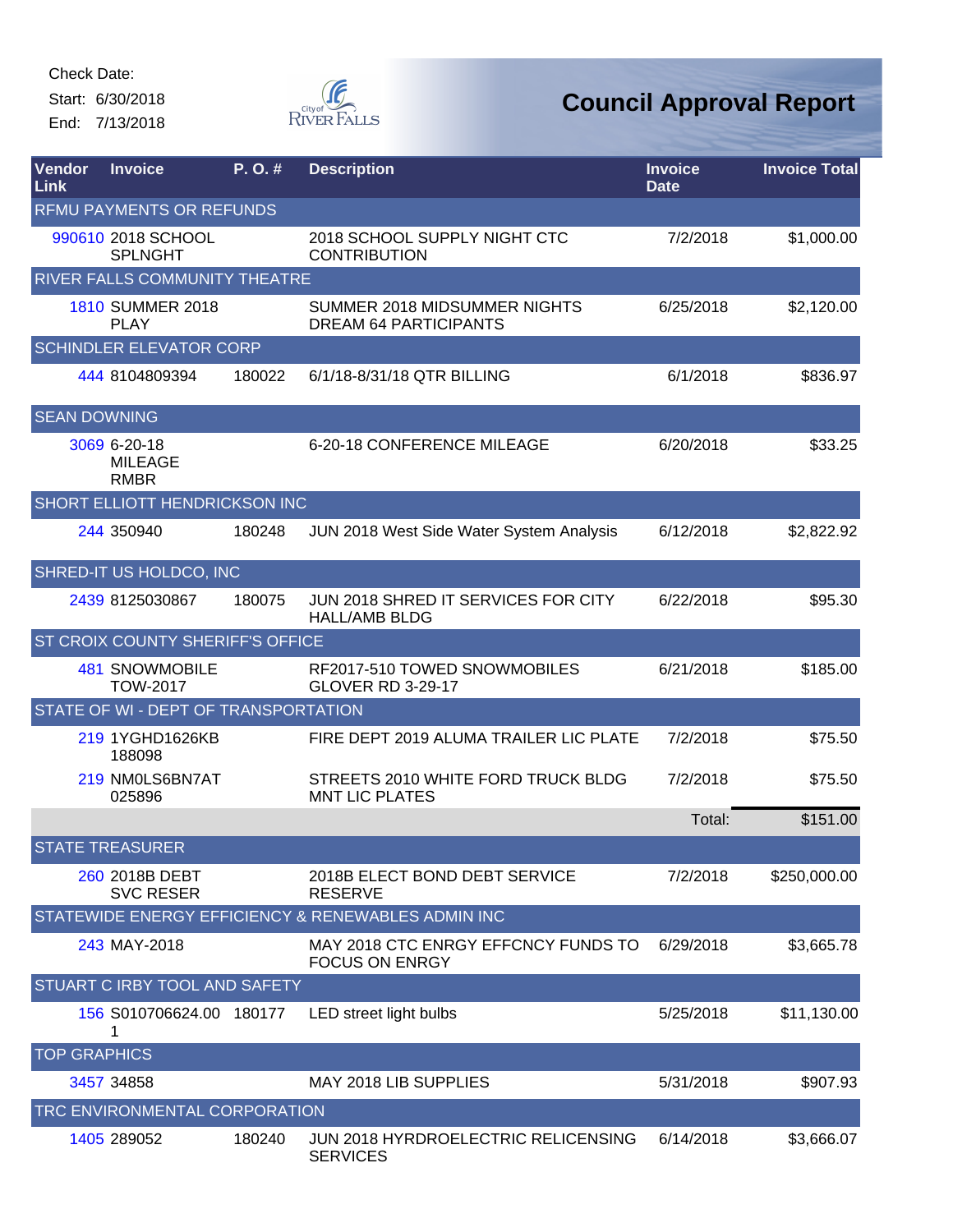Check Date:

Start: 6/30/2018

End: 7/13/2018

# Council Approval Report

| Vendor Link | Invoice | P. O. # | Description | Invoice Date | Invoice Total |
|---|---|---|---|---|---|
| **RFMU PAYMENTS OR REFUNDS** | | | | | |
| 990610 | 2018 SCHOOL SPLNGHT | | 2018 SCHOOL SUPPLY NIGHT CTC CONTRIBUTION | 7/2/2018 | $1,000.00 |
| **RIVER FALLS COMMUNITY THEATRE** | | | | | |
| 1810 | SUMMER 2018 PLAY | | SUMMER 2018 MIDSUMMER NIGHTS DREAM 64 PARTICIPANTS | 6/25/2018 | $2,120.00 |
| **SCHINDLER ELEVATOR CORP** | | | | | |
| 444 | 8104809394 | 180022 | 6/1/18-8/31/18 QTR BILLING | 6/1/2018 | $836.97 |
| **SEAN DOWNING** | | | | | |
| 3069 | 6-20-18 MILEAGE RMBR | | 6-20-18 CONFERENCE MILEAGE | 6/20/2018 | $33.25 |
| **SHORT ELLIOTT HENDRICKSON INC** | | | | | |
| 244 | 350940 | 180248 | JUN 2018 West Side Water System Analysis | 6/12/2018 | $2,822.92 |
| **SHRED-IT US HOLDCO, INC** | | | | | |
| 2439 | 8125030867 | 180075 | JUN 2018 SHRED IT SERVICES FOR CITY HALL/AMB BLDG | 6/22/2018 | $95.30 |
| **ST CROIX COUNTY SHERIFF'S OFFICE** | | | | | |
| 481 | SNOWMOBILE TOW-2017 | | RF2017-510 TOWED SNOWMOBILES GLOVER RD 3-29-17 | 6/21/2018 | $185.00 |
| **STATE OF WI - DEPT OF TRANSPORTATION** | | | | | |
| 219 | 1YGHD1626KB 188098 | | FIRE DEPT 2019 ALUMA TRAILER LIC PLATE | 7/2/2018 | $75.50 |
| 219 | NM0LS6BN7AT 025896 | | STREETS 2010 WHITE FORD TRUCK BLDG MNT LIC PLATES | 7/2/2018 | $75.50 |
| | | | | Total: | $151.00 |
| **STATE TREASURER** | | | | | |
| 260 | 2018B DEBT SVC RESER | | 2018B ELECT BOND DEBT SERVICE RESERVE | 7/2/2018 | $250,000.00 |
| **STATEWIDE ENERGY EFFICIENCY & RENEWABLES ADMIN INC** | | | | | |
| 243 | MAY-2018 | | MAY 2018 CTC ENRGY EFFCNCY FUNDS TO FOCUS ON ENRGY | 6/29/2018 | $3,665.78 |
| **STUART C IRBY TOOL AND SAFETY** | | | | | |
| 156 | S010706624.00 1 | 180177 | LED street light bulbs | 5/25/2018 | $11,130.00 |
| **TOP GRAPHICS** | | | | | |
| 3457 | 34858 | | MAY 2018 LIB SUPPLIES | 5/31/2018 | $907.93 |
| **TRC ENVIRONMENTAL CORPORATION** | | | | | |
| 1405 | 289052 | 180240 | JUN 2018 HYRDROELECTRIC RELICENSING SERVICES | 6/14/2018 | $3,666.07 |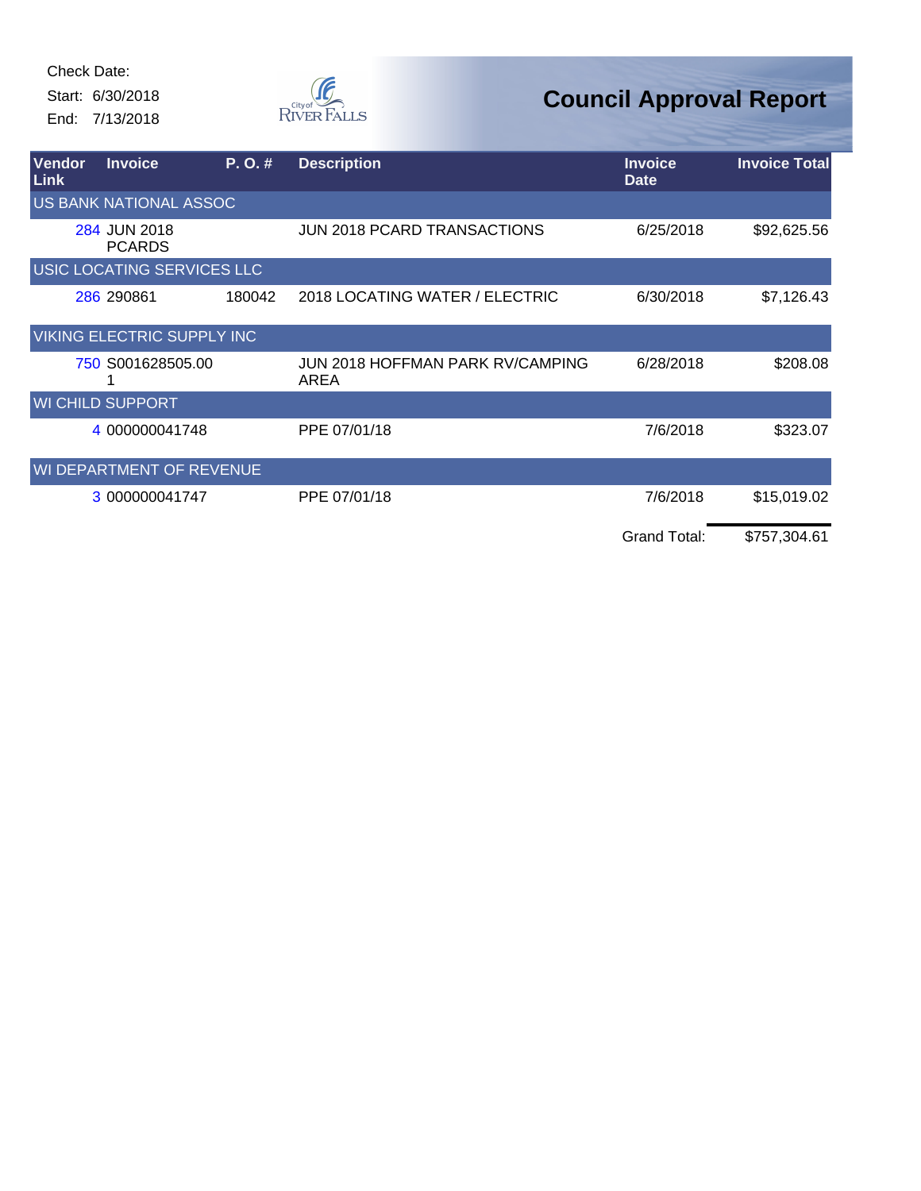Check Date:

Start: 6/30/2018

End: 7/13/2018

# Council Approval Report

| Vendor Link | Invoice | P. O. # | Description | Invoice Date | Invoice Total |
|---|---|---|---|---|---|
| **US BANK NATIONAL ASSOC** | | | | | |
| 284 | JUN 2018 PCARDS | | JUN 2018 PCARD TRANSACTIONS | 6/25/2018 | $92,625.56 |
| **USIC LOCATING SERVICES LLC** | | | | | |
| 286 | 290861 | 180042 | 2018 LOCATING WATER / ELECTRIC | 6/30/2018 | $7,126.43 |
| **VIKING ELECTRIC SUPPLY INC** | | | | | |
| 750 | S001628505.001 | | JUN 2018 HOFFMAN PARK RV/CAMPING AREA | 6/28/2018 | $208.08 |
| **WI CHILD SUPPORT** | | | | | |
| 4 | 000000041748 | | PPE 07/01/18 | 7/6/2018 | $323.07 |
| **WI DEPARTMENT OF REVENUE** | | | | | |
| 3 | 000000041747 | | PPE 07/01/18 | 7/6/2018 | $15,019.02 |
| | | | | Grand Total: | $757,304.61 |